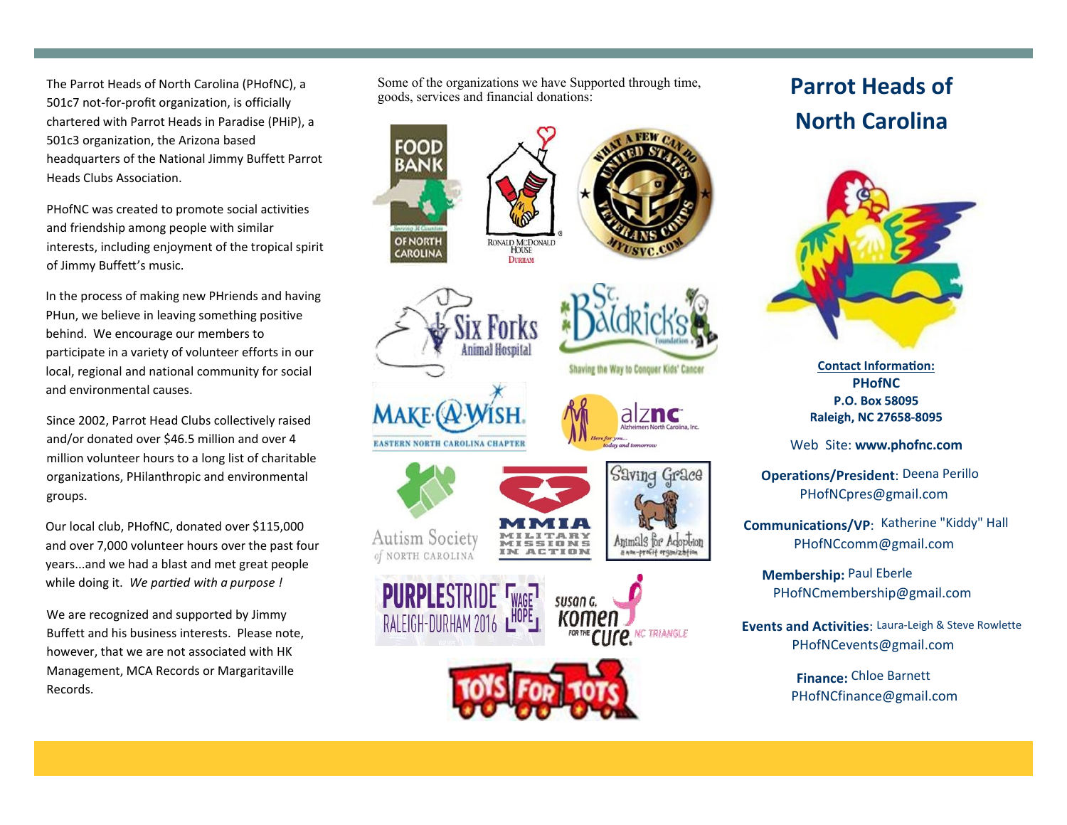The Parrot Heads of North Carolina (PHofNC), a 501c7 not-for-profit organization, is officially chartered with Parrot Heads in Paradise (PHiP), a 501c3 organization, the Arizona based headquarters of the National Jimmy Buffett Parrot Heads Clubs Association.

PHofNC was created to promote social activities and friendship among people with similar interests, including enjoyment of the tropical spirit of Jimmy Buffett's music.

In the process of making new PHriends and having PHun, we believe in leaving something positive behind. We encourage our members to participate in a variety of volunteer efforts in our local, regional and national community for social and environmental causes.

Since 2002, Parrot Head Clubs collectively raised and/or donated over $46.5 million and over 4 million volunteer hours to a long list of charitable organizations, PHilanthropic and environmental groups.

Our local club, PHofNC, donated over $115,000 and over 7,000 volunteer hours over the past four years...and we had a blast and met great people while doing it. *We partied with a purpose !*

We are recognized and supported by Jimmy Buffett and his business interests. Please note, however, that we are not associated with HK Management, MCA Records or Margaritaville Records.

Some of the organizations we have Supported through time, goods, services and financial donations:

Food Bank of North Carolina

Ronald McDonald House Durham

United States Veterans Corps

Six Forks Animal Hospital

St. Baldrick's Foundation – Shaving the Way to Conquer Kids' Cancer

Make-A-Wish Eastern North Carolina Chapter

alznc – Alzheimers North Carolina, Inc.

Autism Society of North Carolina

MMIA – Military Missions in Action

Saving Grace – Animals for Adoption

PurpleStride Raleigh-Durham 2016 – Wage Hope

Susan G. Komen for the Cure NC Triangle

Toys for Tots

# Parrot Heads of North Carolina

**Contact Information:**
**PHofNC**
**P.O. Box 58095**
**Raleigh, NC 27658-8095**

Web Site: **www.phofnc.com**

**Operations/President**: Deena Perillo
PHofNCpres@gmail.com

**Communications/VP**: Katherine "Kiddy" Hall
PHofNCcomm@gmail.com

**Membership:** Paul Eberle
PHofNCmembership@gmail.com

**Events and Activities**: Laura-Leigh & Steve Rowlette
PHofNCevents@gmail.com

**Finance:** Chloe Barnett
PHofNCfinance@gmail.com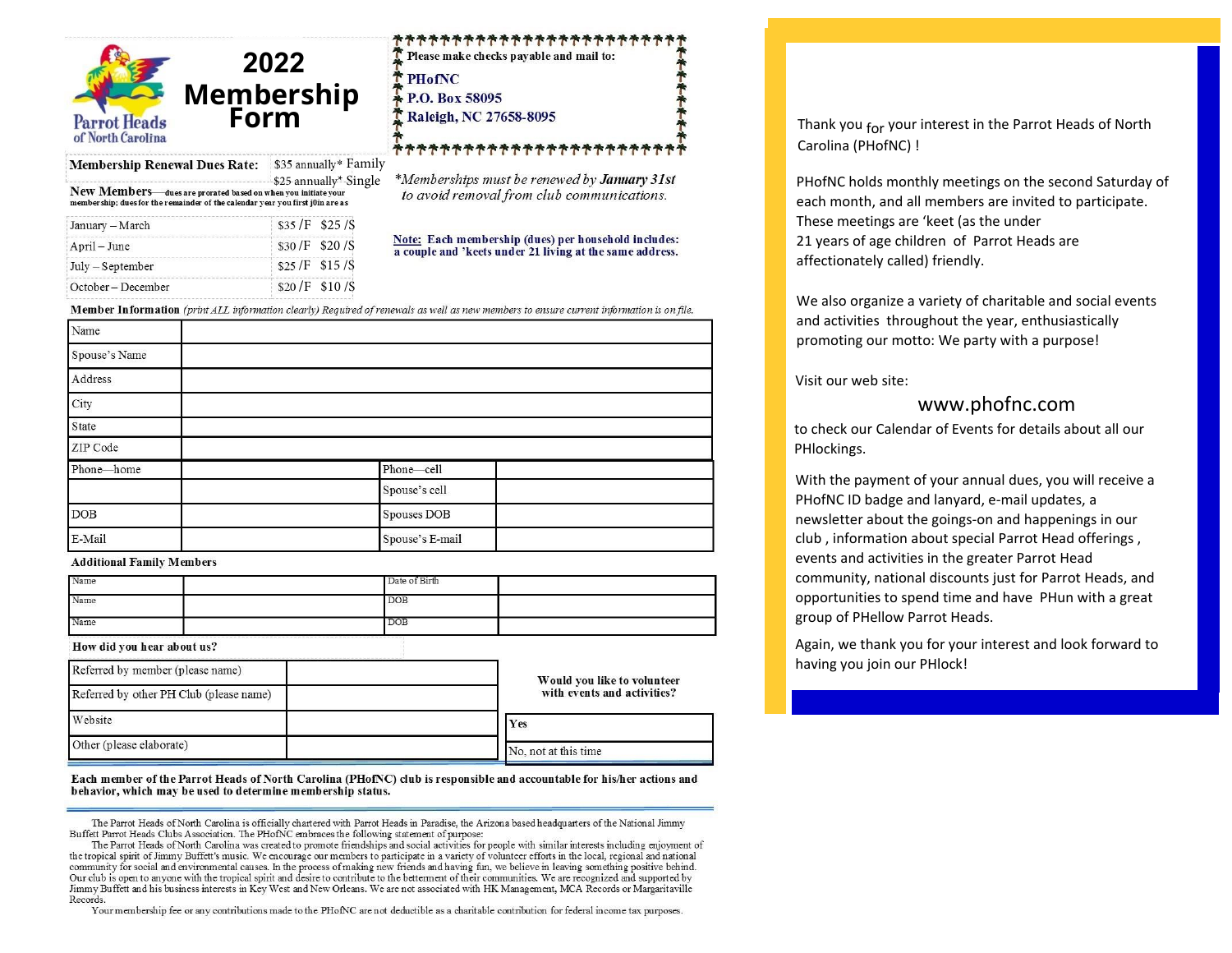# 2022 Membership Form

Parrot Heads of North Carolina

Please make checks payable and mail to:

PHofNC
P.O. Box 58095
Raleigh, NC 27658-8095

| | | |
|---|---|---|
| **Membership Renewal Dues Rate:** | $35 annually* Family | |
| | $25 annually* Single | |
| **New Members**—dues are prorated based on when you initiate your membership; dues for the remainder of the calendar year you first join are as | | |
| January – March | $35 /F | $25 /S |
| April – June | $30 /F | $20 /S |
| July – September | $25 /F | $15 /S |
| October – December | $20 /F | $10 /S |

*\*Memberships must be renewed by **January 31st** to avoid removal from club communications.*

**Note: Each membership (dues) per household includes: a couple and 'keets under 21 living at the same address.**

**Member Information** *(print ALL information clearly) Required of renewals as well as new members to ensure current information is on file.*

| | | | |
|---|---|---|---|
| Name | | | |
| Spouse's Name | | | |
| Address | | | |
| City | | | |
| State | | | |
| ZIP Code | | | |
| Phone—home | | Phone—cell | |
| | | Spouse's cell | |
| DOB | | Spouses DOB | |
| E-Mail | | Spouse's E-mail | |

**Additional Family Members**

| | | | |
|---|---|---|---|
| Name | | Date of Birth | |
| Name | | DOB | |
| Name | | DOB | |

**How did you hear about us?**

| | |
|---|---|
| Referred by member (please name) | |
| Referred by other PH Club (please name) | |
| Website | |
| Other (please elaborate) | |

**Would you like to volunteer with events and activities?**

| |
|---|
| Yes |
| No, not at this time |

**Each member of the Parrot Heads of North Carolina (PHofNC) club is responsible and accountable for his/her actions and behavior, which may be used to determine membership status.**

The Parrot Heads of North Carolina is officially chartered with Parrot Heads in Paradise, the Arizona based headquarters of the National Jimmy Buffett Parrot Heads Clubs Association. The PHofNC embraces the following statement of purpose:

The Parrot Heads of North Carolina was created to promote friendships and social activities for people with similar interests including enjoyment of the tropical spirit of Jimmy Buffett's music. We encourage our members to participate in a variety of volunteer efforts in the local, regional and national community for social and environmental causes. In the process of making new friends and having fun, we believe in leaving something positive behind. Our club is open to anyone with the tropical spirit and desire to contribute to the betterment of their communities. We are recognized and supported by Jimmy Buffett and his business interests in Key West and New Orleans. We are not associated with HK Management, MCA Records or Margaritaville Records.

Your membership fee or any contributions made to the PHofNC are not deductible as a charitable contribution for federal income tax purposes.

Thank you for your interest in the Parrot Heads of North Carolina (PHofNC) !

PHofNC holds monthly meetings on the second Saturday of each month, and all members are invited to participate. These meetings are 'keet (as the under 21 years of age children of Parrot Heads are affectionately called) friendly.

We also organize a variety of charitable and social events and activities throughout the year, enthusiastically promoting our motto: We party with a purpose!

Visit our web site:

www.phofnc.com

to check our Calendar of Events for details about all our PHlockings.

With the payment of your annual dues, you will receive a PHofNC ID badge and lanyard, e-mail updates, a newsletter about the goings-on and happenings in our club , information about special Parrot Head offerings , events and activities in the greater Parrot Head community, national discounts just for Parrot Heads, and opportunities to spend time and have PHun with a great group of PHellow Parrot Heads.

Again, we thank you for your interest and look forward to having you join our PHlock!